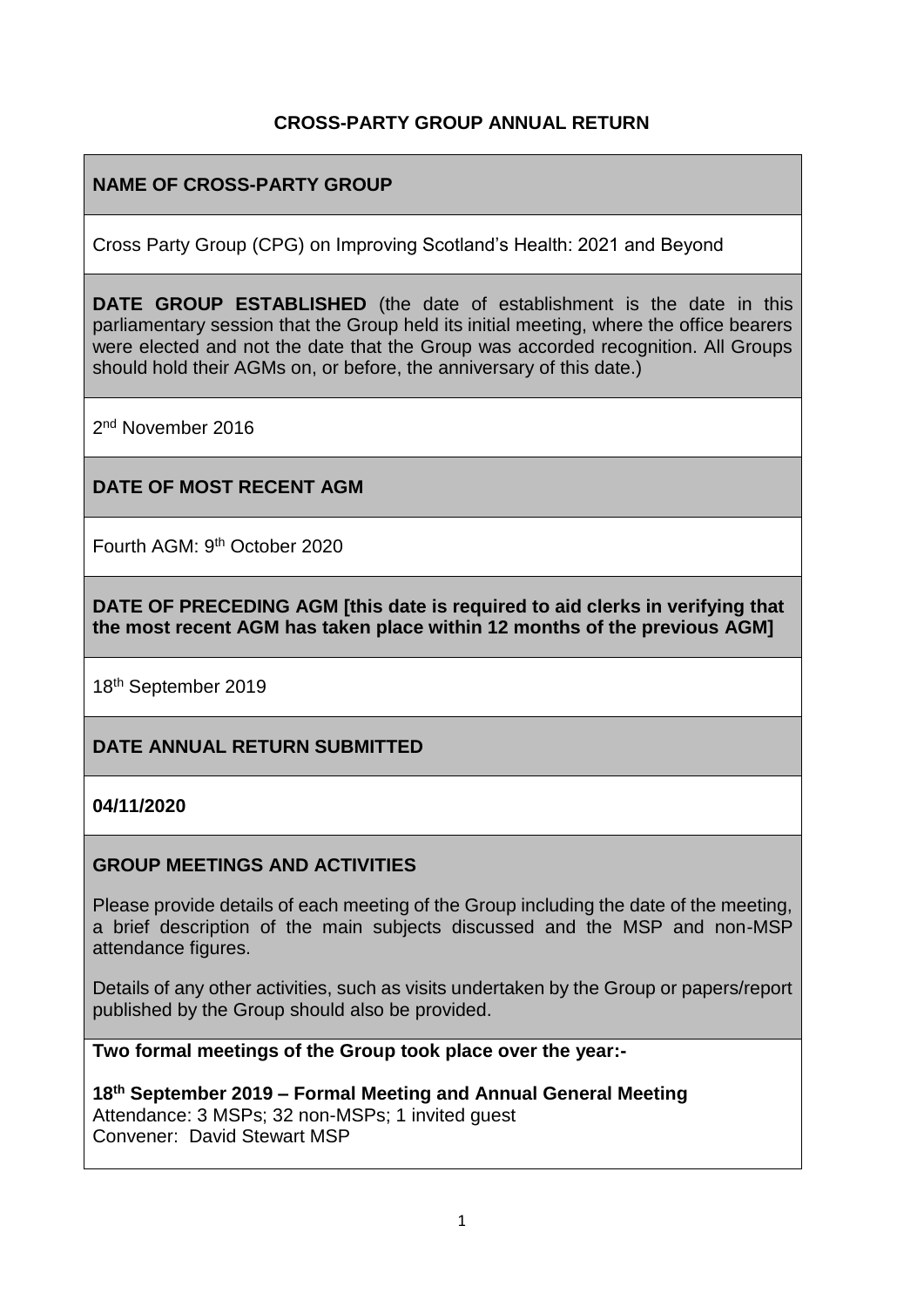# CROSS-PARTY GROUP ANNUAL RETURN

## NAME OF CROSS-PARTY GROUP

Cross Party Group (CPG) on Improving Scotland's Health: 2021 and Beyond

**DATE GROUP ESTABLISHED** (the date of establishment is the date in this parliamentary session that the Group held its initial meeting, where the office bearers were elected and not the date that the Group was accorded recognition. All Groups should hold their AGMs on, or before, the anniversary of this date.)

2nd November 2016

## DATE OF MOST RECENT AGM

Fourth AGM: 9th October 2020

**DATE OF PRECEDING AGM [this date is required to aid clerks in verifying that the most recent AGM has taken place within 12 months of the previous AGM]**

18th September 2019

## DATE ANNUAL RETURN SUBMITTED

**04/11/2020**

## GROUP MEETINGS AND ACTIVITIES

Please provide details of each meeting of the Group including the date of the meeting, a brief description of the main subjects discussed and the MSP and non-MSP attendance figures.

Details of any other activities, such as visits undertaken by the Group or papers/report published by the Group should also be provided.

**Two formal meetings of the Group took place over the year:-**

**18th September 2019 – Formal Meeting and Annual General Meeting**
Attendance: 3 MSPs; 32 non-MSPs; 1 invited guest
Convener: David Stewart MSP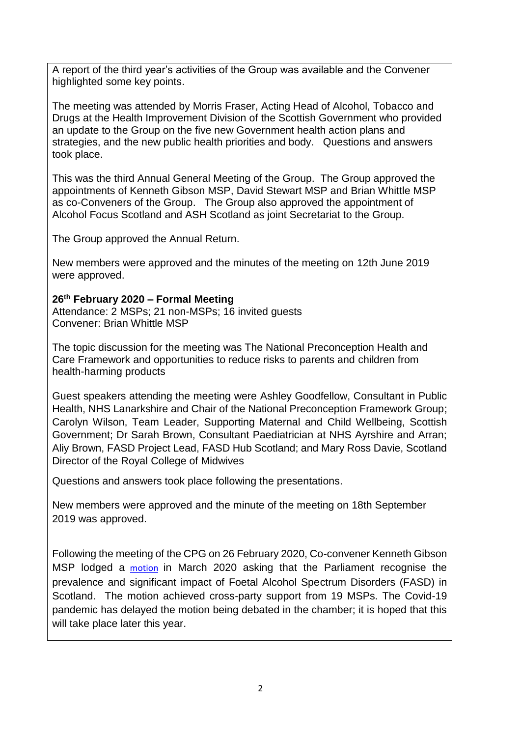A report of the third year's activities of the Group was available and the Convener highlighted some key points.

The meeting was attended by Morris Fraser, Acting Head of Alcohol, Tobacco and Drugs at the Health Improvement Division of the Scottish Government who provided an update to the Group on the five new Government health action plans and strategies, and the new public health priorities and body. Questions and answers took place.

This was the third Annual General Meeting of the Group. The Group approved the appointments of Kenneth Gibson MSP, David Stewart MSP and Brian Whittle MSP as co-Conveners of the Group. The Group also approved the appointment of Alcohol Focus Scotland and ASH Scotland as joint Secretariat to the Group.

The Group approved the Annual Return.

New members were approved and the minutes of the meeting on 12th June 2019 were approved.

**26th February 2020 – Formal Meeting**
Attendance: 2 MSPs; 21 non-MSPs; 16 invited guests
Convener: Brian Whittle MSP

The topic discussion for the meeting was The National Preconception Health and Care Framework and opportunities to reduce risks to parents and children from health-harming products

Guest speakers attending the meeting were Ashley Goodfellow, Consultant in Public Health, NHS Lanarkshire and Chair of the National Preconception Framework Group; Carolyn Wilson, Team Leader, Supporting Maternal and Child Wellbeing, Scottish Government; Dr Sarah Brown, Consultant Paediatrician at NHS Ayrshire and Arran; Aliy Brown, FASD Project Lead, FASD Hub Scotland; and Mary Ross Davie, Scotland Director of the Royal College of Midwives

Questions and answers took place following the presentations.

New members were approved and the minute of the meeting on 18th September 2019 was approved.

Following the meeting of the CPG on 26 February 2020, Co-convener Kenneth Gibson MSP lodged a motion in March 2020 asking that the Parliament recognise the prevalence and significant impact of Foetal Alcohol Spectrum Disorders (FASD) in Scotland. The motion achieved cross-party support from 19 MSPs. The Covid-19 pandemic has delayed the motion being debated in the chamber; it is hoped that this will take place later this year.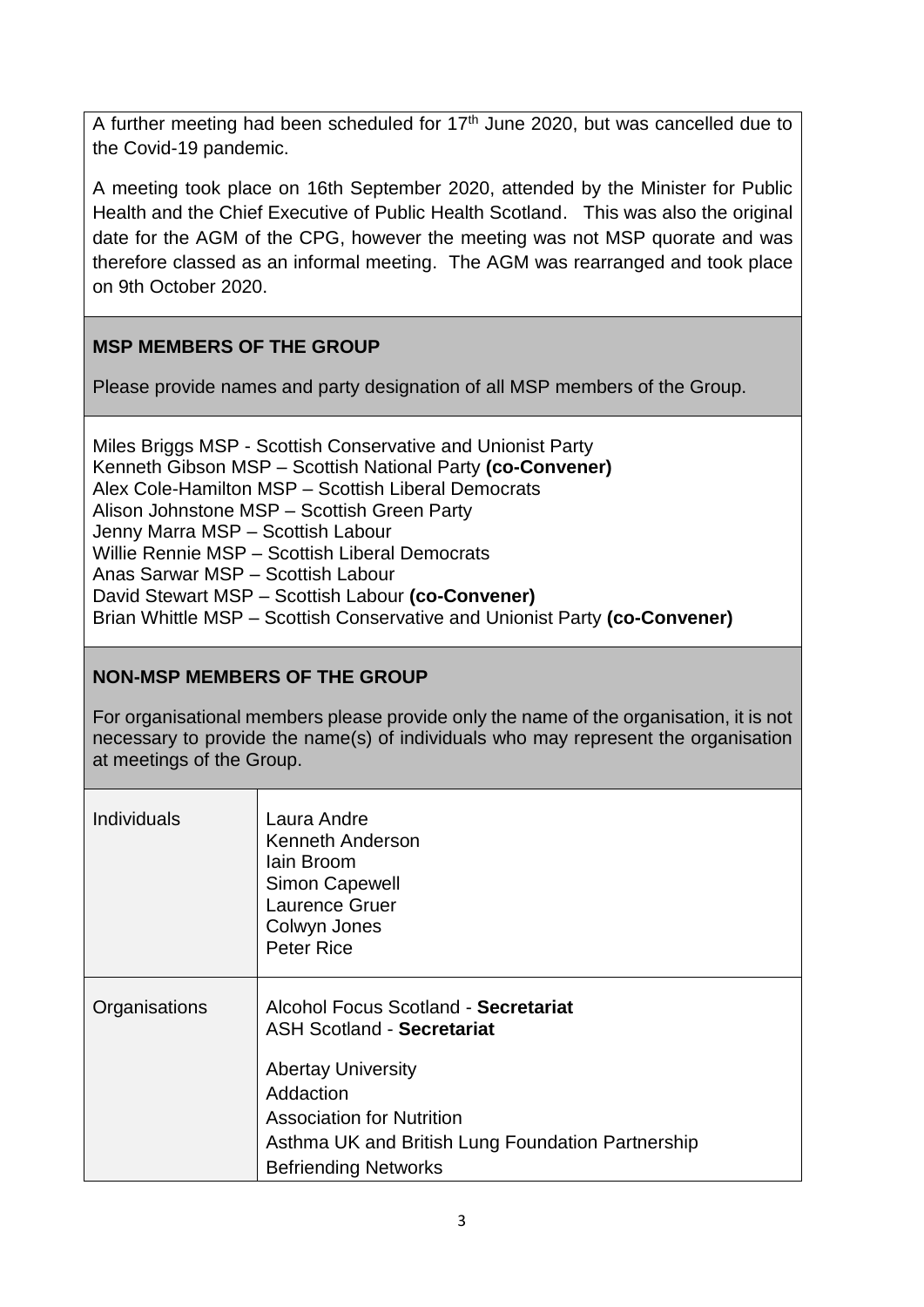A further meeting had been scheduled for 17th June 2020, but was cancelled due to the Covid-19 pandemic.

A meeting took place on 16th September 2020, attended by the Minister for Public Health and the Chief Executive of Public Health Scotland. This was also the original date for the AGM of the CPG, however the meeting was not MSP quorate and was therefore classed as an informal meeting. The AGM was rearranged and took place on 9th October 2020.

### MSP MEMBERS OF THE GROUP

Please provide names and party designation of all MSP members of the Group.

Miles Briggs MSP - Scottish Conservative and Unionist Party
Kenneth Gibson MSP – Scottish National Party **(co-Convener)**
Alex Cole-Hamilton MSP – Scottish Liberal Democrats
Alison Johnstone MSP – Scottish Green Party
Jenny Marra MSP – Scottish Labour
Willie Rennie MSP – Scottish Liberal Democrats
Anas Sarwar MSP – Scottish Labour
David Stewart MSP – Scottish Labour **(co-Convener)**
Brian Whittle MSP – Scottish Conservative and Unionist Party **(co-Convener)**

### NON-MSP MEMBERS OF THE GROUP

For organisational members please provide only the name of the organisation, it is not necessary to provide the name(s) of individuals who may represent the organisation at meetings of the Group.

| | |
|---|---|
| Individuals | Laura Andre<br>Kenneth Anderson<br>Iain Broom<br>Simon Capewell<br>Laurence Gruer<br>Colwyn Jones<br>Peter Rice |
| Organisations | Alcohol Focus Scotland - **Secretariat**<br>ASH Scotland - **Secretariat**<br><br>Abertay University<br>Addaction<br>Association for Nutrition<br>Asthma UK and British Lung Foundation Partnership<br>Befriending Networks |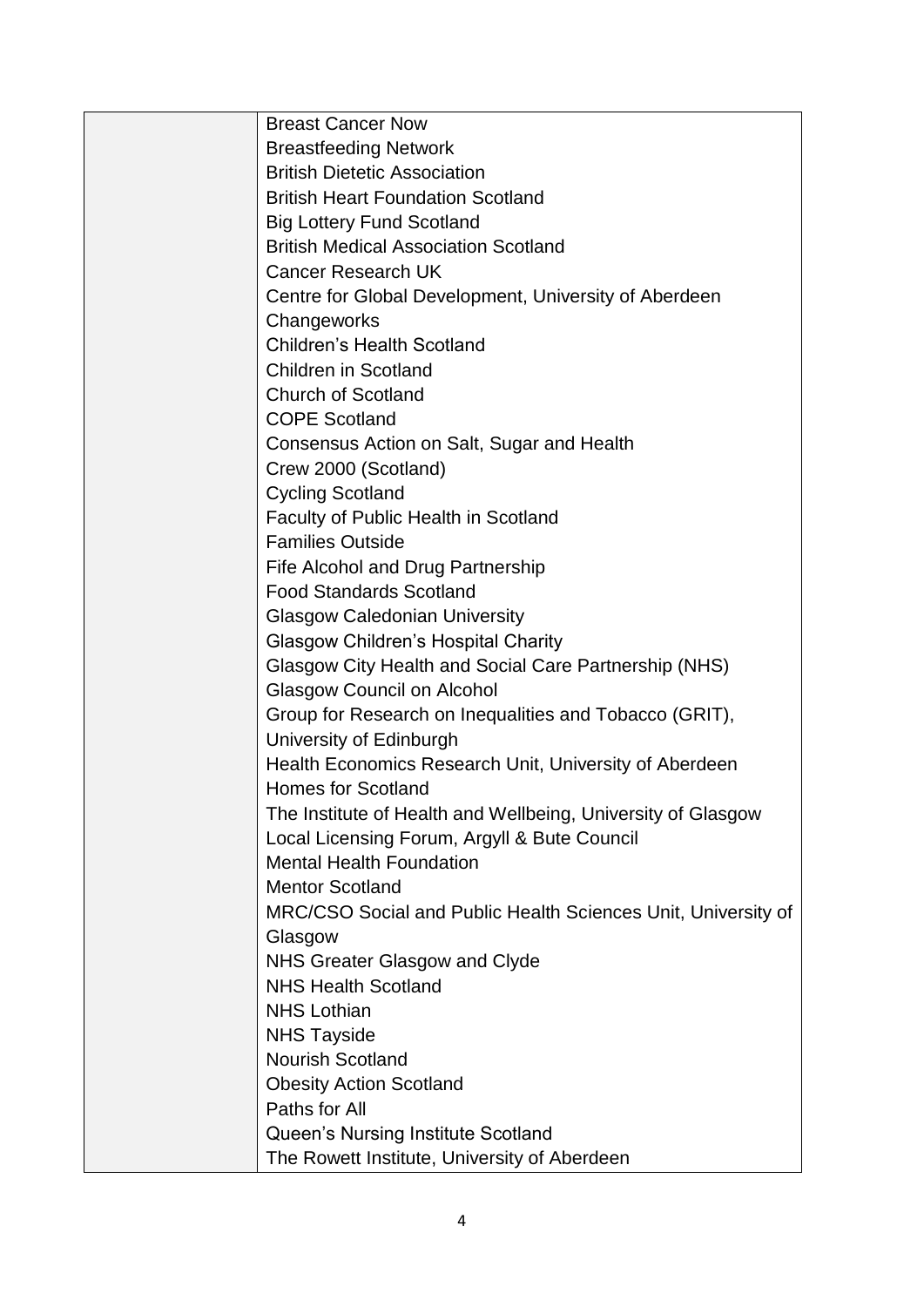|  |  |
| --- | --- |
|  | Breast Cancer Now<br>Breastfeeding Network<br>British Dietetic Association<br>British Heart Foundation Scotland<br>Big Lottery Fund Scotland<br>British Medical Association Scotland<br>Cancer Research UK<br>Centre for Global Development, University of Aberdeen<br>Changeworks<br>Children's Health Scotland<br>Children in Scotland<br>Church of Scotland<br>COPE Scotland<br>Consensus Action on Salt, Sugar and Health<br>Crew 2000 (Scotland)<br>Cycling Scotland<br>Faculty of Public Health in Scotland<br>Families Outside<br>Fife Alcohol and Drug Partnership<br>Food Standards Scotland<br>Glasgow Caledonian University<br>Glasgow Children's Hospital Charity<br>Glasgow City Health and Social Care Partnership (NHS)<br>Glasgow Council on Alcohol<br>Group for Research on Inequalities and Tobacco (GRIT), University of Edinburgh<br>Health Economics Research Unit, University of Aberdeen<br>Homes for Scotland<br>The Institute of Health and Wellbeing, University of Glasgow<br>Local Licensing Forum, Argyll & Bute Council<br>Mental Health Foundation<br>Mentor Scotland<br>MRC/CSO Social and Public Health Sciences Unit, University of Glasgow<br>NHS Greater Glasgow and Clyde<br>NHS Health Scotland<br>NHS Lothian<br>NHS Tayside<br>Nourish Scotland<br>Obesity Action Scotland<br>Paths for All<br>Queen's Nursing Institute Scotland<br>The Rowett Institute, University of Aberdeen |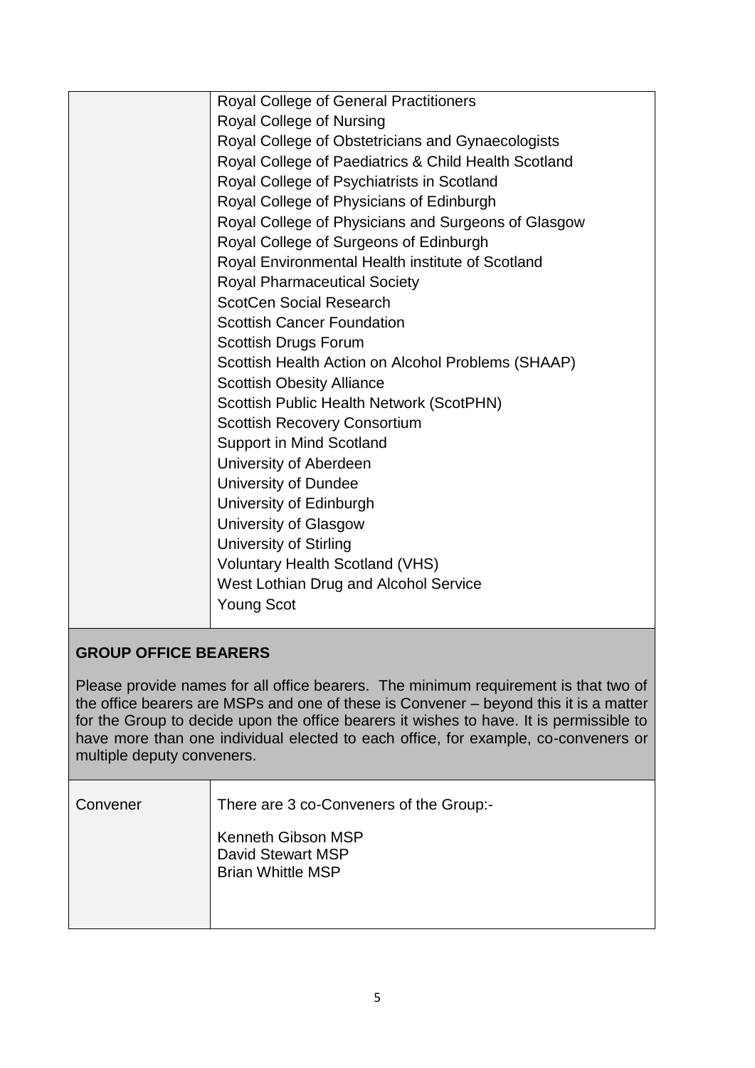| | |
|---|---|
| | Royal College of General Practitioners<br>Royal College of Nursing<br>Royal College of Obstetricians and Gynaecologists<br>Royal College of Paediatrics & Child Health Scotland<br>Royal College of Psychiatrists in Scotland<br>Royal College of Physicians of Edinburgh<br>Royal College of Physicians and Surgeons of Glasgow<br>Royal College of Surgeons of Edinburgh<br>Royal Environmental Health institute of Scotland<br>Royal Pharmaceutical Society<br>ScotCen Social Research<br>Scottish Cancer Foundation<br>Scottish Drugs Forum<br>Scottish Health Action on Alcohol Problems (SHAAP)<br>Scottish Obesity Alliance<br>Scottish Public Health Network (ScotPHN)<br>Scottish Recovery Consortium<br>Support in Mind Scotland<br>University of Aberdeen<br>University of Dundee<br>University of Edinburgh<br>University of Glasgow<br>University of Stirling<br>Voluntary Health Scotland (VHS)<br>West Lothian Drug and Alcohol Service<br>Young Scot |

**GROUP OFFICE BEARERS**

Please provide names for all office bearers. The minimum requirement is that two of the office bearers are MSPs and one of these is Convener – beyond this it is a matter for the Group to decide upon the office bearers it wishes to have. It is permissible to have more than one individual elected to each office, for example, co-conveners or multiple deputy conveners.

| | |
|---|---|
| Convener | There are 3 co-Conveners of the Group:-<br><br>Kenneth Gibson MSP<br>David Stewart MSP<br>Brian Whittle MSP |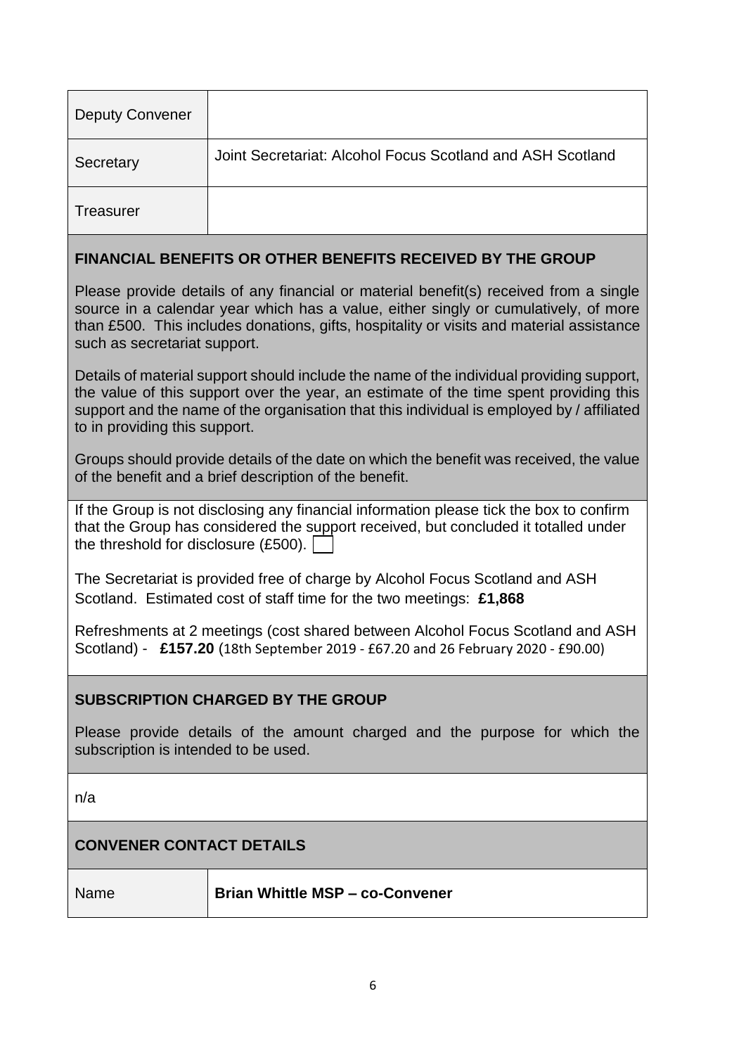| | |
|---|---|
| Deputy Convener | |
| Secretary | Joint Secretariat: Alcohol Focus Scotland and ASH Scotland |
| Treasurer | |

**FINANCIAL BENEFITS OR OTHER BENEFITS RECEIVED BY THE GROUP**

Please provide details of any financial or material benefit(s) received from a single source in a calendar year which has a value, either singly or cumulatively, of more than £500. This includes donations, gifts, hospitality or visits and material assistance such as secretariat support.

Details of material support should include the name of the individual providing support, the value of this support over the year, an estimate of the time spent providing this support and the name of the organisation that this individual is employed by / affiliated to in providing this support.

Groups should provide details of the date on which the benefit was received, the value of the benefit and a brief description of the benefit.

If the Group is not disclosing any financial information please tick the box to confirm that the Group has considered the support received, but concluded it totalled under the threshold for disclosure (£500). ☐

The Secretariat is provided free of charge by Alcohol Focus Scotland and ASH Scotland. Estimated cost of staff time for the two meetings: **£1,868**

Refreshments at 2 meetings (cost shared between Alcohol Focus Scotland and ASH Scotland) - **£157.20** (18th September 2019 - £67.20 and 26 February 2020 - £90.00)

**SUBSCRIPTION CHARGED BY THE GROUP**

Please provide details of the amount charged and the purpose for which the subscription is intended to be used.

n/a

**CONVENER CONTACT DETAILS**

| | |
|---|---|
| Name | **Brian Whittle MSP – co-Convener** |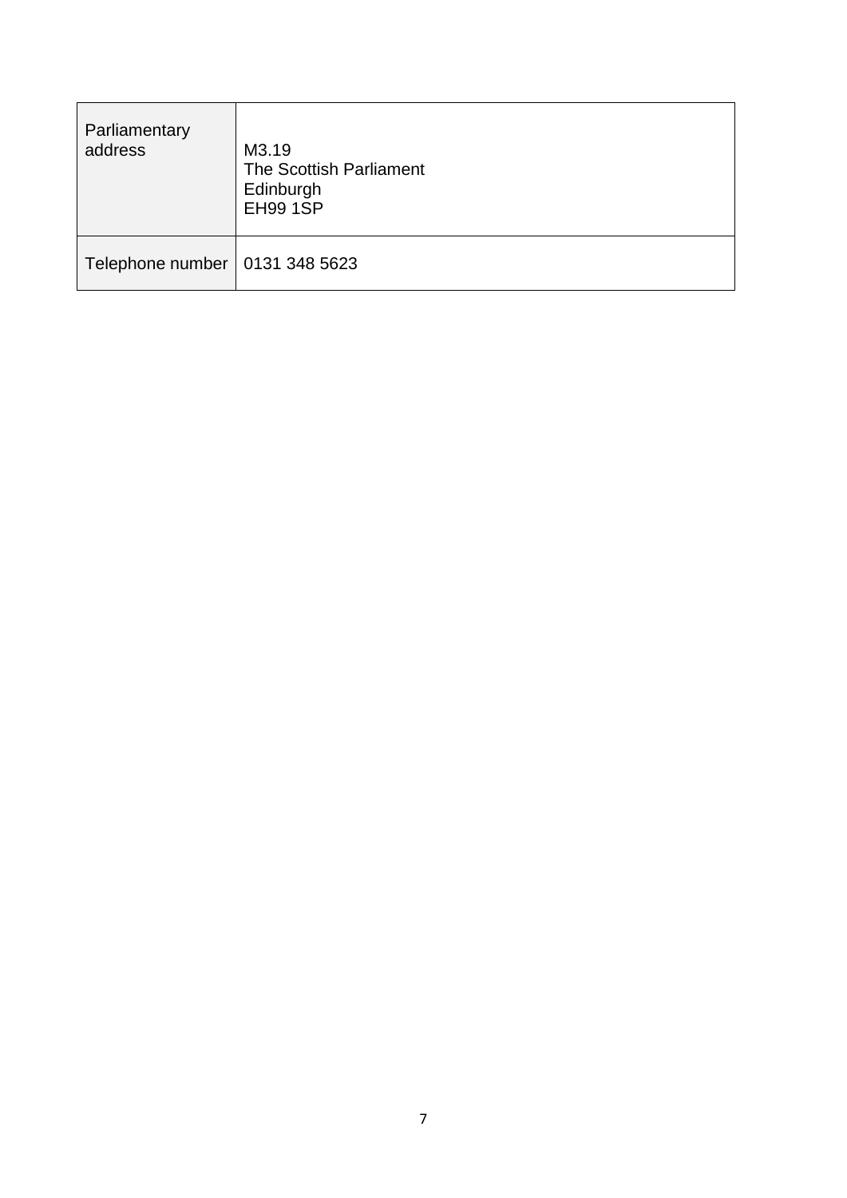| | |
|---|---|
| Parliamentary address | M3.19<br>The Scottish Parliament<br>Edinburgh<br>EH99 1SP |
| Telephone number | 0131 348 5623 |